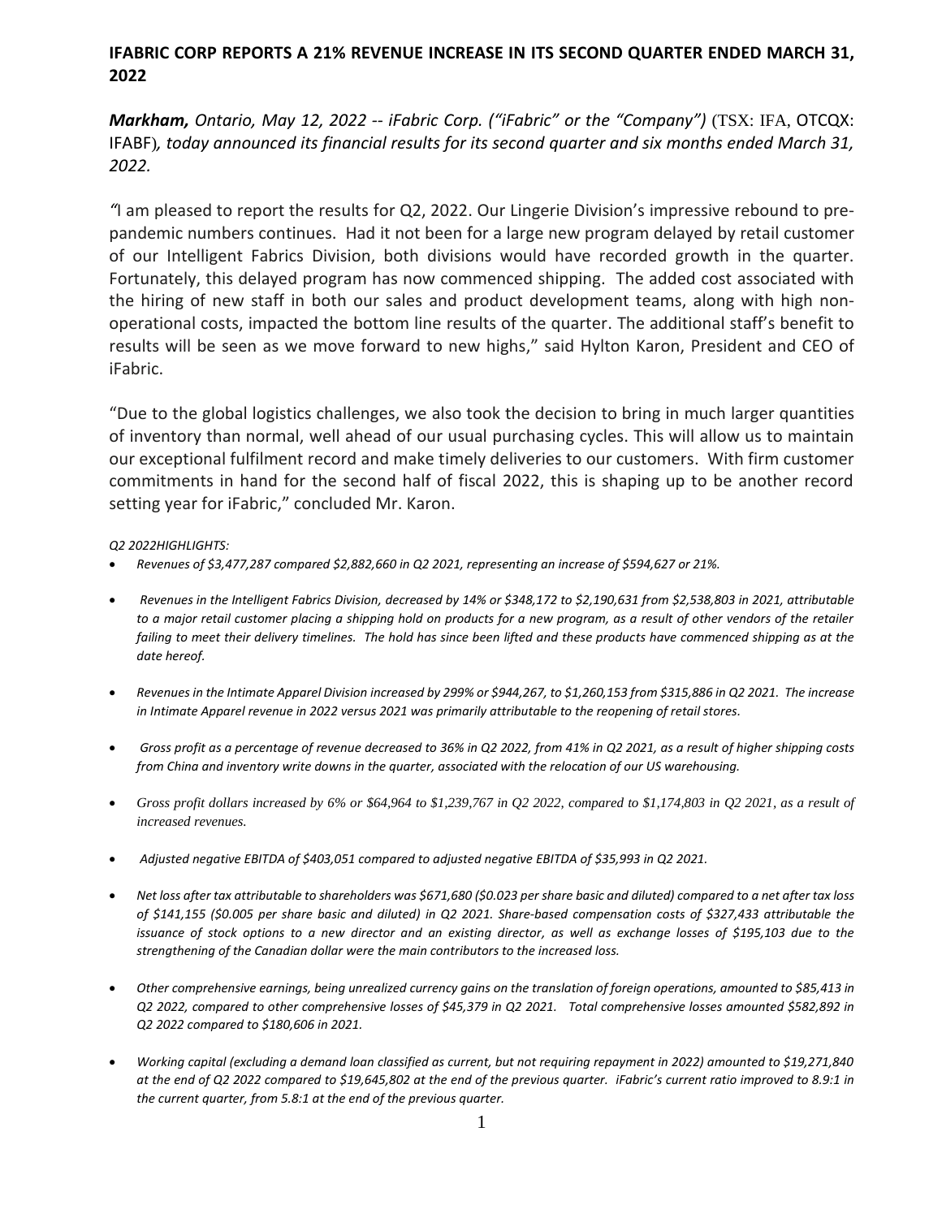# IFABRIC CORP REPORTS A 21% REVENUE INCREASE IN ITS SECOND QUARTER ENDED MARCH 31, 2022

***Markham,** Ontario, May 12, 2022 -- iFabric Corp. ("iFabric" or the "Company")* (TSX: IFA, OTCQX: IFABF)*, today announced its financial results for its second quarter and six months ended March 31, 2022.*

*"*I am pleased to report the results for Q2, 2022. Our Lingerie Division's impressive rebound to pre-pandemic numbers continues. Had it not been for a large new program delayed by retail customer of our Intelligent Fabrics Division, both divisions would have recorded growth in the quarter. Fortunately, this delayed program has now commenced shipping. The added cost associated with the hiring of new staff in both our sales and product development teams, along with high non-operational costs, impacted the bottom line results of the quarter. The additional staff's benefit to results will be seen as we move forward to new highs," said Hylton Karon, President and CEO of iFabric.

"Due to the global logistics challenges, we also took the decision to bring in much larger quantities of inventory than normal, well ahead of our usual purchasing cycles. This will allow us to maintain our exceptional fulfilment record and make timely deliveries to our customers. With firm customer commitments in hand for the second half of fiscal 2022, this is shaping up to be another record setting year for iFabric," concluded Mr. Karon.

*Q2 2022HIGHLIGHTS:*

- *Revenues of $3,477,287 compared $2,882,660 in Q2 2021, representing an increase of $594,627 or 21%.*
- *Revenues in the Intelligent Fabrics Division, decreased by 14% or $348,172 to $2,190,631 from $2,538,803 in 2021, attributable to a major retail customer placing a shipping hold on products for a new program, as a result of other vendors of the retailer failing to meet their delivery timelines. The hold has since been lifted and these products have commenced shipping as at the date hereof.*
- *Revenues in the Intimate Apparel Division increased by 299% or $944,267, to $1,260,153 from $315,886 in Q2 2021. The increase in Intimate Apparel revenue in 2022 versus 2021 was primarily attributable to the reopening of retail stores.*
- *Gross profit as a percentage of revenue decreased to 36% in Q2 2022, from 41% in Q2 2021, as a result of higher shipping costs from China and inventory write downs in the quarter, associated with the relocation of our US warehousing.*
- *Gross profit dollars increased by 6% or $64,964 to $1,239,767 in Q2 2022, compared to $1,174,803 in Q2 2021, as a result of increased revenues.*
- *Adjusted negative EBITDA of $403,051 compared to adjusted negative EBITDA of $35,993 in Q2 2021.*
- *Net loss after tax attributable to shareholders was $671,680 ($0.023 per share basic and diluted) compared to a net after tax loss of $141,155 ($0.005 per share basic and diluted) in Q2 2021. Share-based compensation costs of $327,433 attributable the issuance of stock options to a new director and an existing director, as well as exchange losses of $195,103 due to the strengthening of the Canadian dollar were the main contributors to the increased loss.*
- *Other comprehensive earnings, being unrealized currency gains on the translation of foreign operations, amounted to $85,413 in Q2 2022, compared to other comprehensive losses of $45,379 in Q2 2021. Total comprehensive losses amounted $582,892 in Q2 2022 compared to $180,606 in 2021.*
- *Working capital (excluding a demand loan classified as current, but not requiring repayment in 2022) amounted to $19,271,840 at the end of Q2 2022 compared to $19,645,802 at the end of the previous quarter. iFabric's current ratio improved to 8.9:1 in the current quarter, from 5.8:1 at the end of the previous quarter.*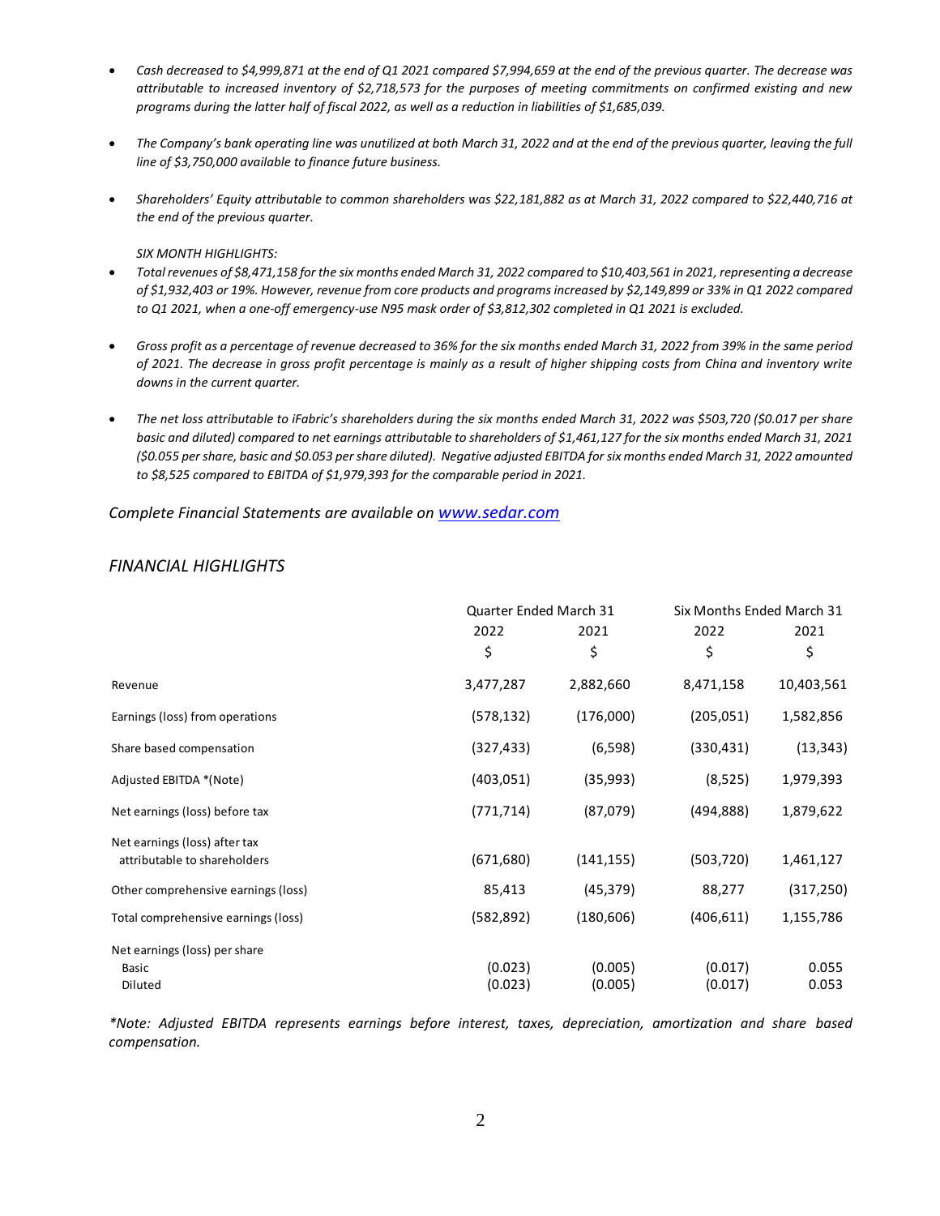- *Cash decreased to $4,999,871 at the end of Q1 2021 compared $7,994,659 at the end of the previous quarter. The decrease was attributable to increased inventory of $2,718,573 for the purposes of meeting commitments on confirmed existing and new programs during the latter half of fiscal 2022, as well as a reduction in liabilities of $1,685,039.*

- *The Company's bank operating line was unutilized at both March 31, 2022 and at the end of the previous quarter, leaving the full line of $3,750,000 available to finance future business.*

- *Shareholders' Equity attributable to common shareholders was $22,181,882 as at March 31, 2022 compared to $22,440,716 at the end of the previous quarter.*

*SIX MONTH HIGHLIGHTS:*

- *Total revenues of $8,471,158 for the six months ended March 31, 2022 compared to $10,403,561 in 2021, representing a decrease of $1,932,403 or 19%. However, revenue from core products and programs increased by $2,149,899 or 33% in Q1 2022 compared to Q1 2021, when a one-off emergency-use N95 mask order of $3,812,302 completed in Q1 2021 is excluded.*

- *Gross profit as a percentage of revenue decreased to 36% for the six months ended March 31, 2022 from 39% in the same period of 2021. The decrease in gross profit percentage is mainly as a result of higher shipping costs from China and inventory write downs in the current quarter.*

- *The net loss attributable to iFabric's shareholders during the six months ended March 31, 2022 was $503,720 ($0.017 per share basic and diluted) compared to net earnings attributable to shareholders of $1,461,127 for the six months ended March 31, 2021 ($0.055 per share, basic and $0.053 per share diluted). Negative adjusted EBITDA for six months ended March 31, 2022 amounted to $8,525 compared to EBITDA of $1,979,393 for the comparable period in 2021.*

*Complete Financial Statements are available on [www.sedar.com](www.sedar.com)*

## *FINANCIAL HIGHLIGHTS*

| | Quarter Ended March 31 | | Six Months Ended March 31 | |
|---|---|---|---|---|
| | 2022 | 2021 | 2022 | 2021 |
| | $ | $ | $ | $ |
| Revenue | 3,477,287 | 2,882,660 | 8,471,158 | 10,403,561 |
| Earnings (loss) from operations | (578,132) | (176,000) | (205,051) | 1,582,856 |
| Share based compensation | (327,433) | (6,598) | (330,431) | (13,343) |
| Adjusted EBITDA *(Note) | (403,051) | (35,993) | (8,525) | 1,979,393 |
| Net earnings (loss) before tax | (771,714) | (87,079) | (494,888) | 1,879,622 |
| Net earnings (loss) after tax attributable to shareholders | (671,680) | (141,155) | (503,720) | 1,461,127 |
| Other comprehensive earnings (loss) | 85,413 | (45,379) | 88,277 | (317,250) |
| Total comprehensive earnings (loss) | (582,892) | (180,606) | (406,611) | 1,155,786 |
| Net earnings (loss) per share | | | | |
| Basic | (0.023) | (0.005) | (0.017) | 0.055 |
| Diluted | (0.023) | (0.005) | (0.017) | 0.053 |

*\*Note: Adjusted EBITDA represents earnings before interest, taxes, depreciation, amortization and share based compensation.*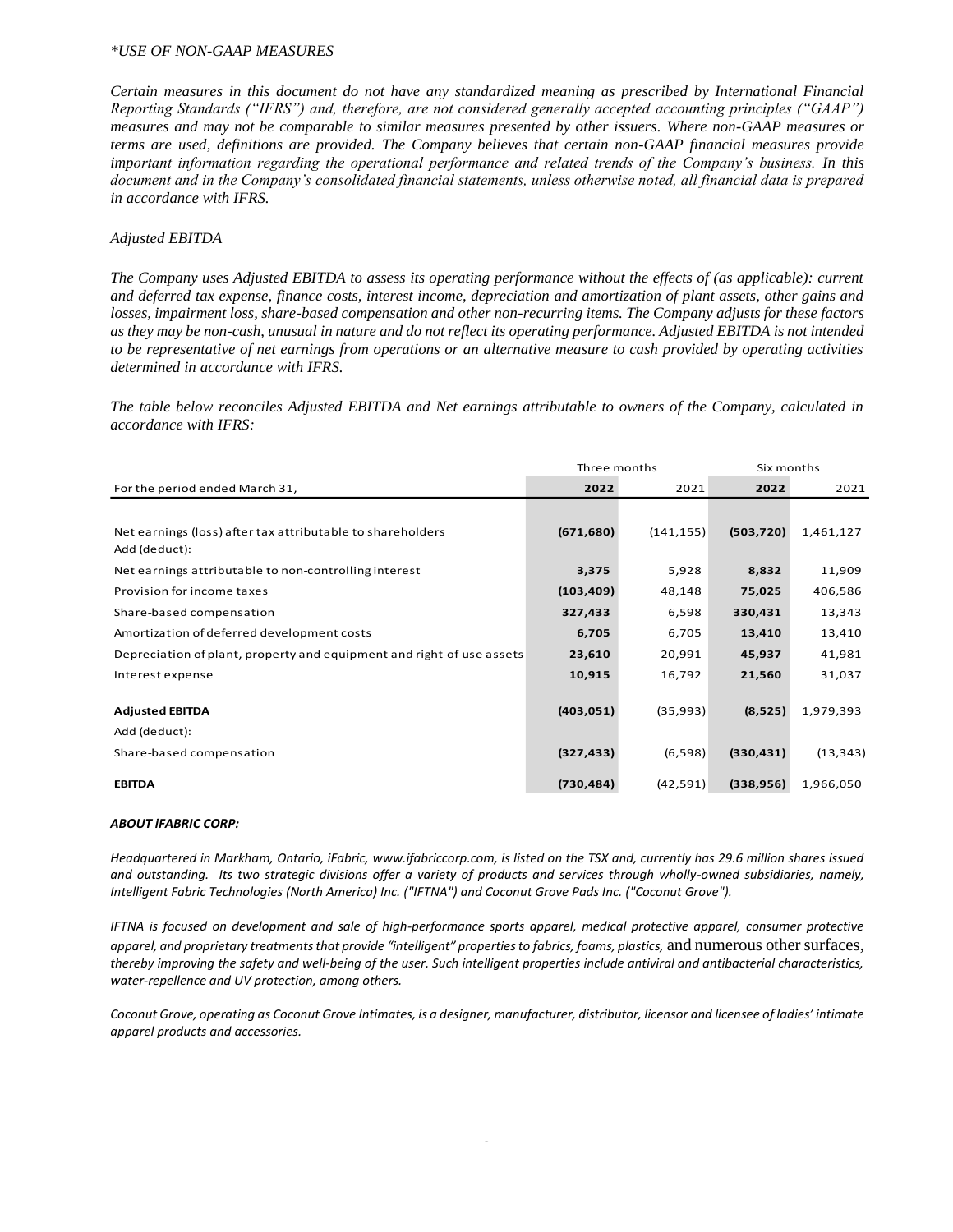*\*USE OF NON-GAAP MEASURES*

***Certain measures in this document do not have any standardized meaning as prescribed by International Financial Reporting Standards ("IFRS") and, therefore, are not considered generally accepted accounting principles ("GAAP") measures and may not be comparable to similar measures presented by other issuers. Where non-GAAP measures or terms are used, definitions are provided. The Company believes that certain non-GAAP financial measures provide important information regarding the operational performance and related trends of the Company's business. In this document and in the Company's consolidated financial statements, unless otherwise noted, all financial data is prepared in accordance with IFRS.***

*Adjusted EBITDA*

*The Company uses Adjusted EBITDA to assess its operating performance without the effects of (as applicable): current and deferred tax expense, finance costs, interest income, depreciation and amortization of plant assets, other gains and losses, impairment loss, share-based compensation and other non-recurring items. The Company adjusts for these factors as they may be non-cash, unusual in nature and do not reflect its operating performance. Adjusted EBITDA is not intended to be representative of net earnings from operations or an alternative measure to cash provided by operating activities determined in accordance with IFRS.*

*The table below reconciles Adjusted EBITDA and Net earnings attributable to owners of the Company, calculated in accordance with IFRS:*

| | Three months | | Six months | |
|---|---|---|---|---|
| For the period ended March 31, | **2022** | 2021 | **2022** | 2021 |
| Net earnings (loss) after tax attributable to shareholders | **(671,680)** | (141,155) | **(503,720)** | 1,461,127 |
| Add (deduct): | | | | |
| Net earnings attributable to non-controlling interest | **3,375** | 5,928 | **8,832** | 11,909 |
| Provision for income taxes | **(103,409)** | 48,148 | **75,025** | 406,586 |
| Share-based compensation | **327,433** | 6,598 | **330,431** | 13,343 |
| Amortization of deferred development costs | **6,705** | 6,705 | **13,410** | 13,410 |
| Depreciation of plant, property and equipment and right-of-use assets | **23,610** | 20,991 | **45,937** | 41,981 |
| Interest expense | **10,915** | 16,792 | **21,560** | 31,037 |
| **Adjusted EBITDA** | **(403,051)** | (35,993) | **(8,525)** | 1,979,393 |
| Add (deduct): | | | | |
| Share-based compensation | **(327,433)** | (6,598) | **(330,431)** | (13,343) |
| **EBITDA** | **(730,484)** | (42,591) | **(338,956)** | 1,966,050 |

***ABOUT iFABRIC CORP:***

*Headquartered in Markham, Ontario, iFabric, www.ifabriccorp.com, is listed on the TSX and, currently has 29.6 million shares issued and outstanding. Its two strategic divisions offer a variety of products and services through wholly-owned subsidiaries, namely, Intelligent Fabric Technologies (North America) Inc. ("IFTNA") and Coconut Grove Pads Inc. ("Coconut Grove").*

*IFTNA is focused on development and sale of high-performance sports apparel, medical protective apparel, consumer protective apparel, and proprietary treatments that provide "intelligent" properties to fabrics, foams, plastics, and numerous other surfaces, thereby improving the safety and well-being of the user. Such intelligent properties include antiviral and antibacterial characteristics, water-repellence and UV protection, among others.*

*Coconut Grove, operating as Coconut Grove Intimates, is a designer, manufacturer, distributor, licensor and licensee of ladies' intimate apparel products and accessories.*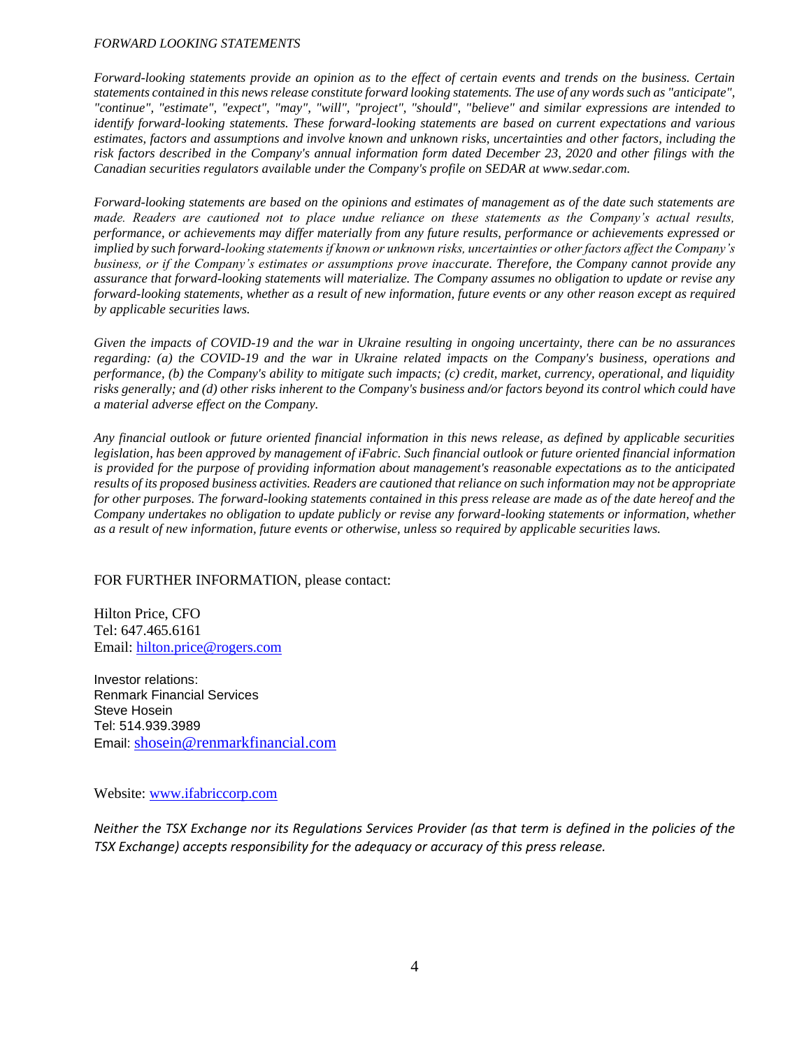*FORWARD LOOKING STATEMENTS*

*Forward-looking statements provide an opinion as to the effect of certain events and trends on the business. Certain statements contained in this news release constitute forward looking statements. The use of any words such as "anticipate", "continue", "estimate", "expect", "may", "will", "project", "should", "believe" and similar expressions are intended to identify forward-looking statements. These forward-looking statements are based on current expectations and various estimates, factors and assumptions and involve known and unknown risks, uncertainties and other factors, including the risk factors described in the Company's annual information form dated December 23, 2020 and other filings with the Canadian securities regulators available under the Company's profile on SEDAR at www.sedar.com.*

*Forward-looking statements are based on the opinions and estimates of management as of the date such statements are made. Readers are cautioned not to place undue reliance on these statements as the Company's actual results, performance, or achievements may differ materially from any future results, performance or achievements expressed or implied by such forward-looking statements if known or unknown risks, uncertainties or other factors affect the Company's business, or if the Company's estimates or assumptions prove inaccurate. Therefore, the Company cannot provide any assurance that forward-looking statements will materialize. The Company assumes no obligation to update or revise any forward-looking statements, whether as a result of new information, future events or any other reason except as required by applicable securities laws.*

*Given the impacts of COVID-19 and the war in Ukraine resulting in ongoing uncertainty, there can be no assurances regarding: (a) the COVID-19 and the war in Ukraine related impacts on the Company's business, operations and performance, (b) the Company's ability to mitigate such impacts; (c) credit, market, currency, operational, and liquidity risks generally; and (d) other risks inherent to the Company's business and/or factors beyond its control which could have a material adverse effect on the Company.*

*Any financial outlook or future oriented financial information in this news release, as defined by applicable securities legislation, has been approved by management of iFabric. Such financial outlook or future oriented financial information is provided for the purpose of providing information about management's reasonable expectations as to the anticipated results of its proposed business activities. Readers are cautioned that reliance on such information may not be appropriate for other purposes. The forward-looking statements contained in this press release are made as of the date hereof and the Company undertakes no obligation to update publicly or revise any forward-looking statements or information, whether as a result of new information, future events or otherwise, unless so required by applicable securities laws.*

FOR FURTHER INFORMATION, please contact:

Hilton Price, CFO
Tel: 647.465.6161
Email: hilton.price@rogers.com

Investor relations:
Renmark Financial Services
Steve Hosein
Tel: 514.939.3989
Email: shosein@renmarkfinancial.com

Website: www.ifabriccorp.com

*Neither the TSX Exchange nor its Regulations Services Provider (as that term is defined in the policies of the TSX Exchange) accepts responsibility for the adequacy or accuracy of this press release.*